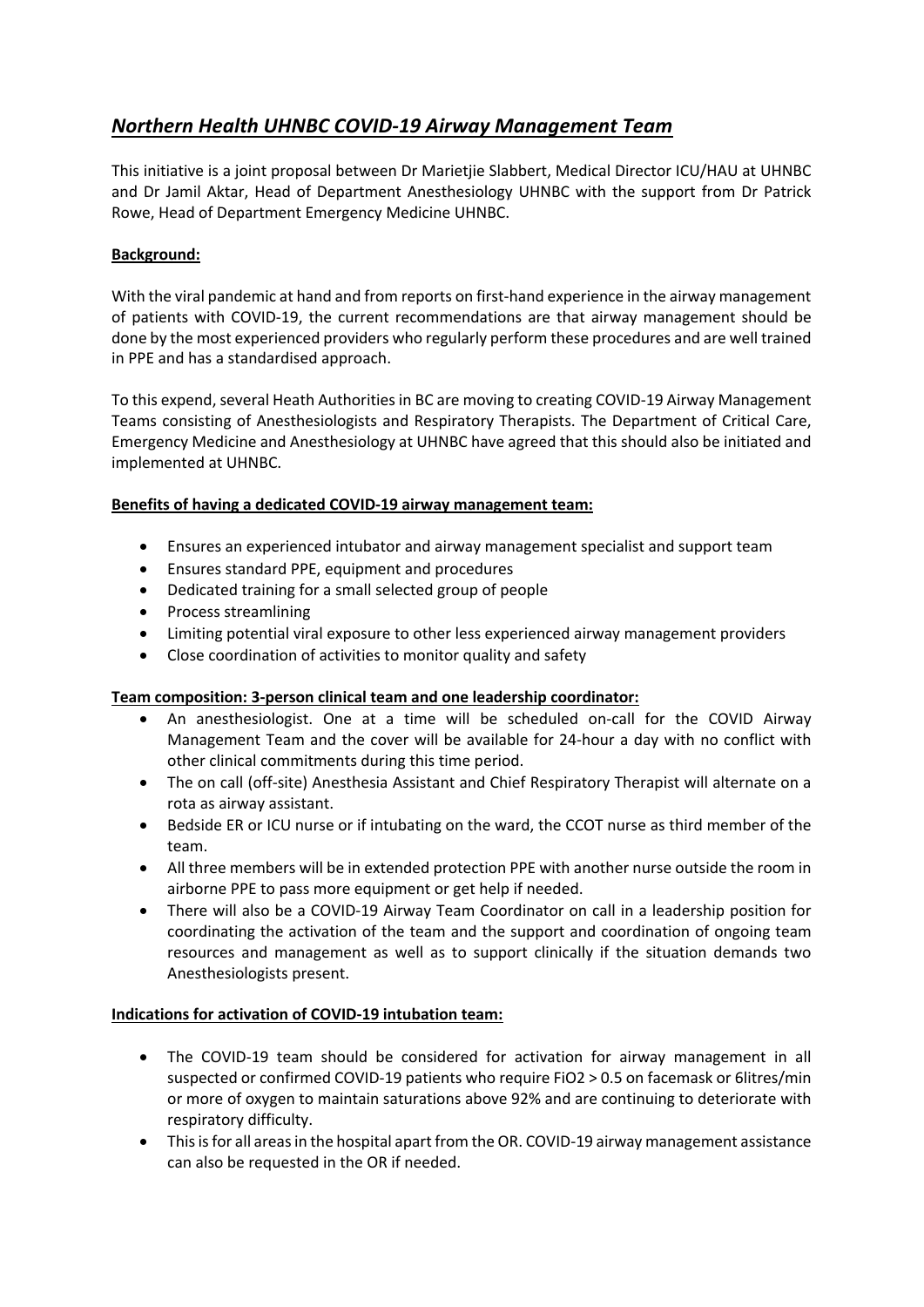# ***Northern Health UHNBC COVID-19 Airway Management Team***

This initiative is a joint proposal between Dr Marietjie Slabbert, Medical Director ICU/HAU at UHNBC and Dr Jamil Aktar, Head of Department Anesthesiology UHNBC with the support from Dr Patrick Rowe, Head of Department Emergency Medicine UHNBC.

**Background:**

With the viral pandemic at hand and from reports on first-hand experience in the airway management of patients with COVID-19, the current recommendations are that airway management should be done by the most experienced providers who regularly perform these procedures and are well trained in PPE and has a standardised approach.

To this expend, several Heath Authorities in BC are moving to creating COVID-19 Airway Management Teams consisting of Anesthesiologists and Respiratory Therapists. The Department of Critical Care, Emergency Medicine and Anesthesiology at UHNBC have agreed that this should also be initiated and implemented at UHNBC.

**Benefits of having a dedicated COVID-19 airway management team:**

- Ensures an experienced intubator and airway management specialist and support team
- Ensures standard PPE, equipment and procedures
- Dedicated training for a small selected group of people
- Process streamlining
- Limiting potential viral exposure to other less experienced airway management providers
- Close coordination of activities to monitor quality and safety

**Team composition: 3-person clinical team and one leadership coordinator:**

- An anesthesiologist. One at a time will be scheduled on-call for the COVID Airway Management Team and the cover will be available for 24-hour a day with no conflict with other clinical commitments during this time period.
- The on call (off-site) Anesthesia Assistant and Chief Respiratory Therapist will alternate on a rota as airway assistant.
- Bedside ER or ICU nurse or if intubating on the ward, the CCOT nurse as third member of the team.
- All three members will be in extended protection PPE with another nurse outside the room in airborne PPE to pass more equipment or get help if needed.
- There will also be a COVID-19 Airway Team Coordinator on call in a leadership position for coordinating the activation of the team and the support and coordination of ongoing team resources and management as well as to support clinically if the situation demands two Anesthesiologists present.

**Indications for activation of COVID-19 intubation team:**

- The COVID-19 team should be considered for activation for airway management in all suspected or confirmed COVID-19 patients who require $FiO_2 > 0.5$ on facemask or 6litres/min or more of oxygen to maintain saturations above 92% and are continuing to deteriorate with respiratory difficulty.
- This is for all areas in the hospital apart from the OR. COVID-19 airway management assistance can also be requested in the OR if needed.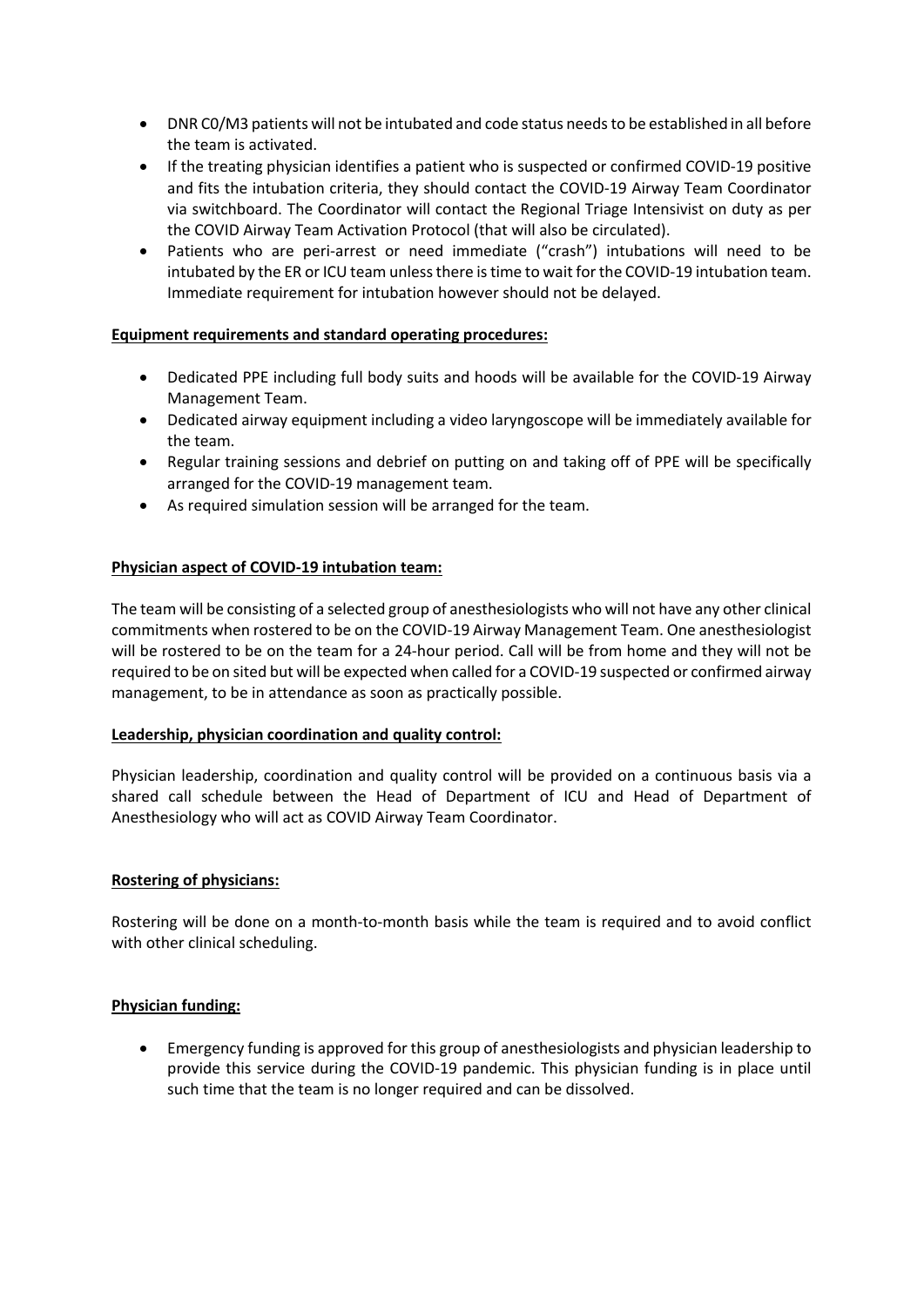- DNR C0/M3 patients will not be intubated and code status needs to be established in all before the team is activated.
- If the treating physician identifies a patient who is suspected or confirmed COVID-19 positive and fits the intubation criteria, they should contact the COVID-19 Airway Team Coordinator via switchboard. The Coordinator will contact the Regional Triage Intensivist on duty as per the COVID Airway Team Activation Protocol (that will also be circulated).
- Patients who are peri-arrest or need immediate ("crash") intubations will need to be intubated by the ER or ICU team unless there is time to wait for the COVID-19 intubation team. Immediate requirement for intubation however should not be delayed.

**Equipment requirements and standard operating procedures:**

- Dedicated PPE including full body suits and hoods will be available for the COVID-19 Airway Management Team.
- Dedicated airway equipment including a video laryngoscope will be immediately available for the team.
- Regular training sessions and debrief on putting on and taking off of PPE will be specifically arranged for the COVID-19 management team.
- As required simulation session will be arranged for the team.

**Physician aspect of COVID-19 intubation team:**

The team will be consisting of a selected group of anesthesiologists who will not have any other clinical commitments when rostered to be on the COVID-19 Airway Management Team. One anesthesiologist will be rostered to be on the team for a 24-hour period. Call will be from home and they will not be required to be on sited but will be expected when called for a COVID-19 suspected or confirmed airway management, to be in attendance as soon as practically possible.

**Leadership, physician coordination and quality control:**

Physician leadership, coordination and quality control will be provided on a continuous basis via a shared call schedule between the Head of Department of ICU and Head of Department of Anesthesiology who will act as COVID Airway Team Coordinator.

**Rostering of physicians:**

Rostering will be done on a month-to-month basis while the team is required and to avoid conflict with other clinical scheduling.

**Physician funding:**

- Emergency funding is approved for this group of anesthesiologists and physician leadership to provide this service during the COVID-19 pandemic. This physician funding is in place until such time that the team is no longer required and can be dissolved.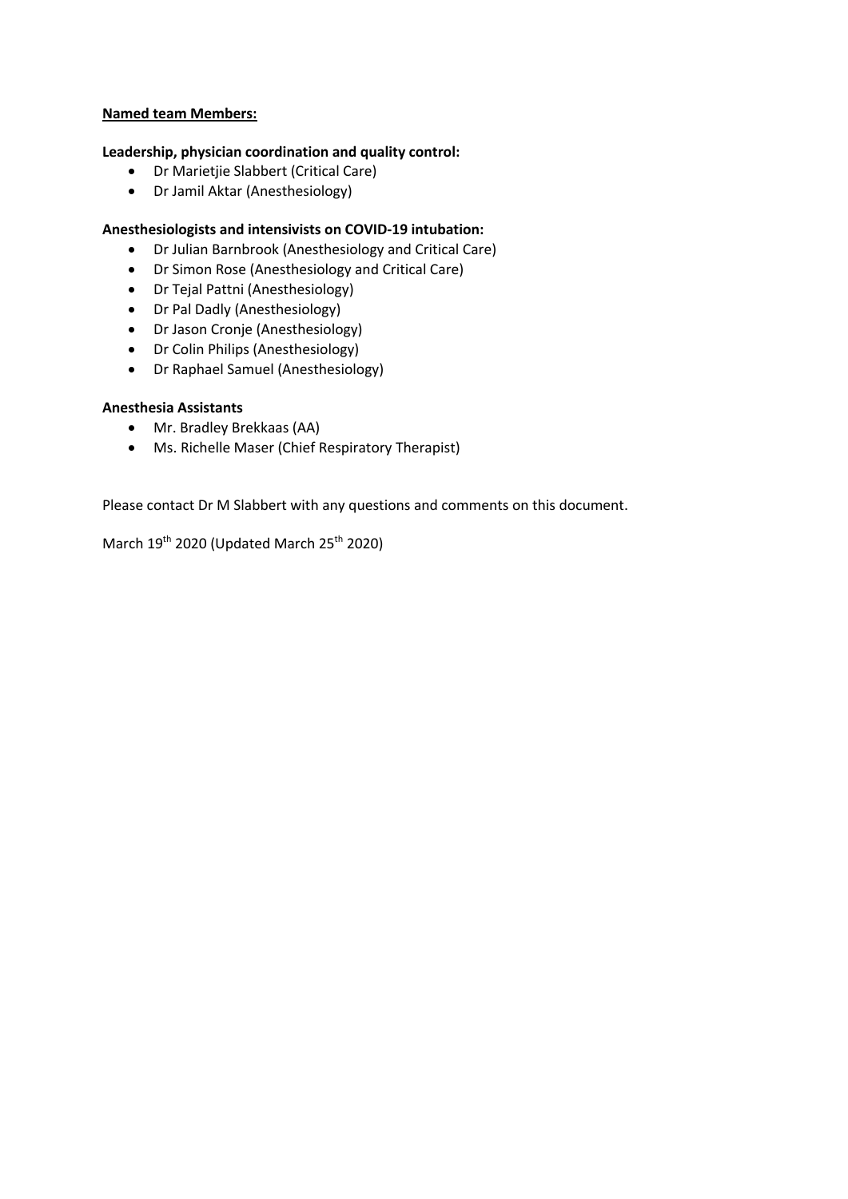**Named team Members:**

**Leadership, physician coordination and quality control:**

- Dr Marietjie Slabbert (Critical Care)
- Dr Jamil Aktar (Anesthesiology)

**Anesthesiologists and intensivists on COVID-19 intubation:**

- Dr Julian Barnbrook (Anesthesiology and Critical Care)
- Dr Simon Rose (Anesthesiology and Critical Care)
- Dr Tejal Pattni (Anesthesiology)
- Dr Pal Dadly (Anesthesiology)
- Dr Jason Cronje (Anesthesiology)
- Dr Colin Philips (Anesthesiology)
- Dr Raphael Samuel (Anesthesiology)

**Anesthesia Assistants**

- Mr. Bradley Brekkaas (AA)
- Ms. Richelle Maser (Chief Respiratory Therapist)

Please contact Dr M Slabbert with any questions and comments on this document.

March 19th 2020 (Updated March 25th 2020)